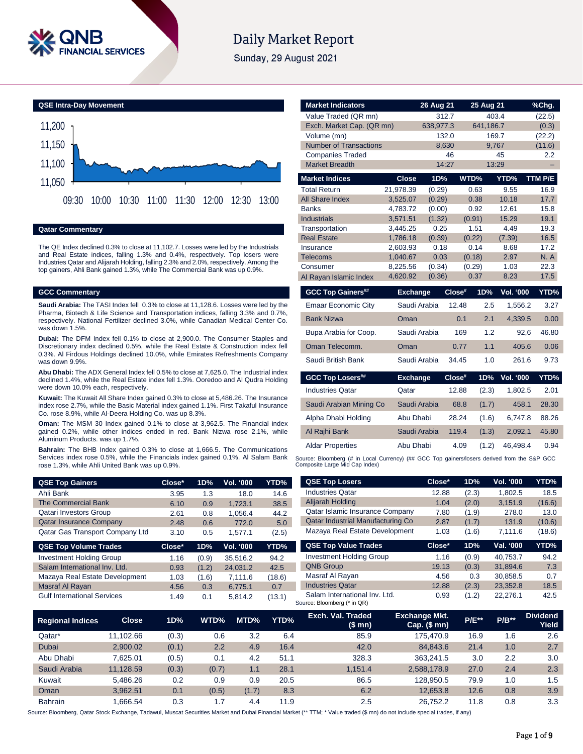# Daily Market Report

Sunday, 29 August 2021

## QSE Intra-Day Movement

## Qatar Commentary

The QE Index declined 0.3% to close at 11,102.7. Losses were led by the Industrials and Real Estate indices, falling 1.3% and 0.4%, respectively. Top losers were Industries Qatar and Alijarah Holding, falling 2.3% and 2.0%, respectively. Among the top gainers, Ahli Bank gained 1.3%, while The Commercial Bank was up 0.9%.

## GCC Commentary

**Saudi Arabia:** The TASI Index fell 0.3% to close at 11,128.6. Losses were led by the Pharma, Biotech & Life Science and Transportation indices, falling 3.3% and 0.7%, respectively. National Fertilizer declined 3.0%, while Canadian Medical Center Co. was down 1.5%.

**Dubai:** The DFM Index fell 0.1% to close at 2,900.0. The Consumer Staples and Discretionary index declined 0.5%, while the Real Estate & Construction index fell 0.3%. Al Firdous Holdings declined 10.0%, while Emirates Refreshments Company was down 9.9%.

**Abu Dhabi:** The ADX General Index fell 0.5% to close at 7,625.0. The Industrial index declined 1.4%, while the Real Estate index fell 1.3%. Ooredoo and Al Qudra Holding were down 10.0% each, respectively.

**Kuwait:** The Kuwait All Share Index gained 0.3% to close at 5,486.26. The Insurance index rose 2.7%, while the Basic Material index gained 1.1%. First Takaful Insurance Co. rose 8.9%, while Al-Deera Holding Co. was up 8.3%.

**Oman:** The MSM 30 Index gained 0.1% to close at 3,962.5. The Financial index gained 0.2%, while other indices ended in red. Bank Nizwa rose 2.1%, while Aluminum Products. was up 1.7%.

**Bahrain:** The BHB Index gained 0.3% to close at 1,666.5. The Communications Services index rose 0.5%, while the Financials index gained 0.1%. Al Salam Bank rose 1.3%, while Ahli United Bank was up 0.9%.

| Market Indicators | 26 Aug 21 | 25 Aug 21 | %Chg. |
|---|---|---|---|
| Value Traded (QR mn) | 312.7 | 403.4 | (22.5) |
| Exch. Market Cap. (QR mn) | 638,977.3 | 641,186.7 | (0.3) |
| Volume (mn) | 132.0 | 169.7 | (22.2) |
| Number of Transactions | 8,630 | 9,767 | (11.6) |
| Companies Traded | 46 | 45 | 2.2 |
| Market Breadth | 14:27 | 13:29 | – |

| Market Indices | Close | 1D% | WTD% | YTD% | TTM P/E |
|---|---|---|---|---|---|
| Total Return | 21,978.39 | (0.29) | 0.63 | 9.55 | 16.9 |
| All Share Index | 3,525.07 | (0.29) | 0.38 | 10.18 | 17.7 |
| Banks | 4,783.72 | (0.00) | 0.92 | 12.61 | 15.8 |
| Industrials | 3,571.51 | (1.32) | (0.91) | 15.29 | 19.1 |
| Transportation | 3,445.25 | 0.25 | 1.51 | 4.49 | 19.3 |
| Real Estate | 1,786.18 | (0.39) | (0.22) | (7.39) | 16.5 |
| Insurance | 2,603.93 | 0.18 | 0.14 | 8.68 | 17.2 |
| Telecoms | 1,040.67 | 0.03 | (0.18) | 2.97 | N. A |
| Consumer | 8,225.56 | (0.34) | (0.29) | 1.03 | 22.3 |
| Al Rayan Islamic Index | 4,620.92 | (0.36) | 0.37 | 8.23 | 17.5 |

| GCC Top Gainers## | Exchange | Close# | 1D% | Vol. '000 | YTD% |
|---|---|---|---|---|---|
| Emaar Economic City | Saudi Arabia | 12.48 | 2.5 | 1,556.2 | 3.27 |
| Bank Nizwa | Oman | 0.1 | 2.1 | 4,339.5 | 0.00 |
| Bupa Arabia for Coop. | Saudi Arabia | 169 | 1.2 | 92,6 | 46.80 |
| Oman Telecomm. | Oman | 0.77 | 1.1 | 405.6 | 0.06 |
| Saudi British Bank | Saudi Arabia | 34.45 | 1.0 | 261.6 | 9.73 |

| GCC Top Losers## | Exchange | Close# | 1D% | Vol. '000 | YTD% |
|---|---|---|---|---|---|
| Industries Qatar | Qatar | 12.88 | (2.3) | 1,802.5 | 2.01 |
| Saudi Arabian Mining Co | Saudi Arabia | 68.8 | (1.7) | 458.1 | 28.30 |
| Alpha Dhabi Holding | Abu Dhabi | 28.24 | (1.6) | 6,747.8 | 88.26 |
| Al Rajhi Bank | Saudi Arabia | 119.4 | (1.3) | 2,092,1 | 45.80 |
| Aldar Properties | Abu Dhabi | 4.09 | (1.2) | 46,498.4 | 0.94 |

Source: Bloomberg (# in Local Currency) (## GCC Top gainers/losers derived from the S&P GCC Composite Large Mid Cap Index)

| QSE Top Gainers | Close* | 1D% | Vol. '000 | YTD% |
|---|---|---|---|---|
| Ahli Bank | 3.95 | 1.3 | 18.0 | 14.6 |
| The Commercial Bank | 6.10 | 0.9 | 1,723.1 | 38.5 |
| Qatari Investors Group | 2.61 | 0.8 | 1,056.4 | 44.2 |
| Qatar Insurance Company | 2.48 | 0.6 | 772.0 | 5.0 |
| Qatar Gas Transport Company Ltd | 3.10 | 0.5 | 1,577.1 | (2.5) |

| QSE Top Volume Trades | Close* | 1D% | Vol. '000 | YTD% |
|---|---|---|---|---|
| Investment Holding Group | 1.16 | (0.9) | 35,516.2 | 94.2 |
| Salam International Inv. Ltd. | 0.93 | (1.2) | 24,031.2 | 42.5 |
| Mazaya Real Estate Development | 1.03 | (1.6) | 7,111.6 | (18.6) |
| Masraf Al Rayan | 4.56 | 0.3 | 6,775.1 | 0.7 |
| Gulf International Services | 1.49 | 0.1 | 5,814.2 | (13.1) |

| QSE Top Losers | Close* | 1D% | Vol. '000 | YTD% |
|---|---|---|---|---|
| Industries Qatar | 12.88 | (2.3) | 1,802.5 | 18.5 |
| Alijarah Holding | 1.04 | (2.0) | 3,151.9 | (16.6) |
| Qatar Islamic Insurance Company | 7.80 | (1.9) | 278.0 | 13.0 |
| Qatar Industrial Manufacturing Co | 2.87 | (1.7) | 131.9 | (10.6) |
| Mazaya Real Estate Development | 1.03 | (1.6) | 7,111.6 | (18.6) |

| QSE Top Value Trades | Close* | 1D% | Val. '000 | YTD% |
|---|---|---|---|---|
| Investment Holding Group | 1.16 | (0.9) | 40,753.7 | 94.2 |
| QNB Group | 19.13 | (0.3) | 31,894.6 | 7.3 |
| Masraf Al Rayan | 4.56 | 0.3 | 30,858.5 | 0.7 |
| Industries Qatar | 12.88 | (2.3) | 23,352.8 | 18.5 |
| Salam International Inv. Ltd. | 0.93 | (1.2) | 22,276.1 | 42.5 |

Source: Bloomberg (* in QR)

| Regional Indices | Close | 1D% | WTD% | MTD% | YTD% | Exch. Val. Traded ($ mn) | Exchange Mkt. Cap. ($ mn) | P/E** | P/B** | Dividend Yield |
|---|---|---|---|---|---|---|---|---|---|---|
| Qatar* | 11,102.66 | (0.3) | 0.6 | 3.2 | 6.4 | 85.9 | 175,470.9 | 16.9 | 1.6 | 2.6 |
| Dubai | 2,900.02 | (0.1) | 2.2 | 4.9 | 16.4 | 42.0 | 84,843.6 | 21.4 | 1.0 | 2.7 |
| Abu Dhabi | 7,625.01 | (0.5) | 0.1 | 4.2 | 51.1 | 328.3 | 363,241.5 | 3.0 | 2.2 | 3.0 |
| Saudi Arabia | 11,128.59 | (0.3) | (0.7) | 1.1 | 28.1 | 1,151.4 | 2,588,178.9 | 27.0 | 2.4 | 2.3 |
| Kuwait | 5,486.26 | 0.2 | 0.9 | 0.9 | 20.5 | 86.5 | 128,950.5 | 79.9 | 1.0 | 1.5 |
| Oman | 3,962.51 | 0.1 | (0.5) | (1.7) | 8.3 | 6.2 | 12,653.8 | 12.6 | 0.8 | 3.9 |
| Bahrain | 1,666.54 | 0.3 | 1.7 | 4.4 | 11.9 | 2.5 | 26,752.2 | 11.8 | 0.8 | 3.3 |

Source: Bloomberg, Qatar Stock Exchange, Tadawul, Muscat Securities Market and Dubai Financial Market (** TTM; * Value traded ($ mn) do not include special trades, if any)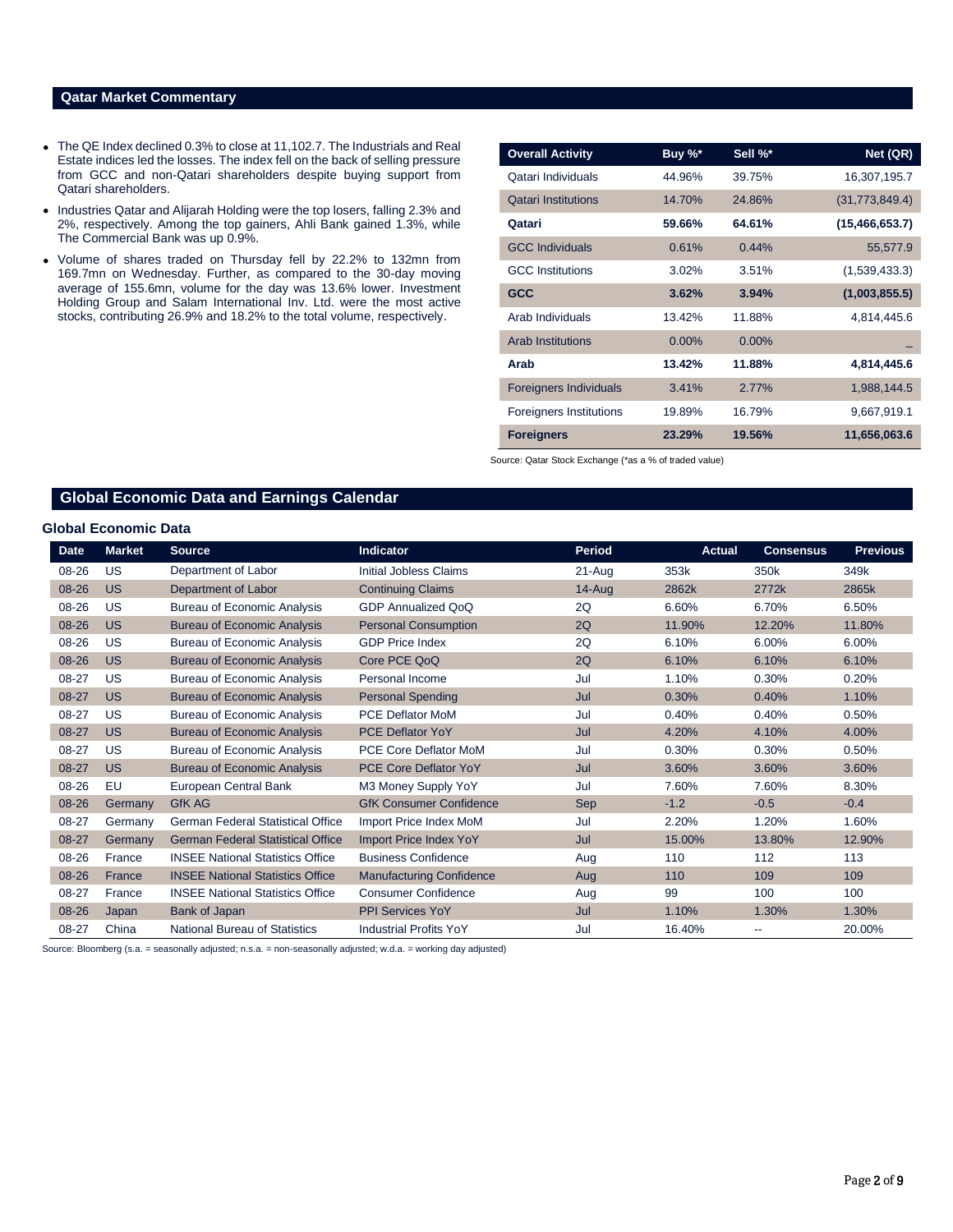## Qatar Market Commentary

- The QE Index declined 0.3% to close at 11,102.7. The Industrials and Real Estate indices led the losses. The index fell on the back of selling pressure from GCC and non-Qatari shareholders despite buying support from Qatari shareholders.
- Industries Qatar and Alijarah Holding were the top losers, falling 2.3% and 2%, respectively. Among the top gainers, Ahli Bank gained 1.3%, while The Commercial Bank was up 0.9%.
- Volume of shares traded on Thursday fell by 22.2% to 132mn from 169.7mn on Wednesday. Further, as compared to the 30-day moving average of 155.6mn, volume for the day was 13.6% lower. Investment Holding Group and Salam International Inv. Ltd. were the most active stocks, contributing 26.9% and 18.2% to the total volume, respectively.

| Overall Activity | Buy %* | Sell %* | Net (QR) |
|---|---|---|---|
| Qatari Individuals | 44.96% | 39.75% | 16,307,195.7 |
| Qatari Institutions | 14.70% | 24.86% | (31,773,849.4) |
| **Qatari** | **59.66%** | **64.61%** | **(15,466,653.7)** |
| GCC Individuals | 0.61% | 0.44% | 55,577.9 |
| GCC Institutions | 3.02% | 3.51% | (1,539,433.3) |
| **GCC** | **3.62%** | **3.94%** | **(1,003,855.5)** |
| Arab Individuals | 13.42% | 11.88% | 4,814,445.6 |
| Arab Institutions | 0.00% | 0.00% | – |
| **Arab** | **13.42%** | **11.88%** | **4,814,445.6** |
| Foreigners Individuals | 3.41% | 2.77% | 1,988,144.5 |
| Foreigners Institutions | 19.89% | 16.79% | 9,667,919.1 |
| **Foreigners** | **23.29%** | **19.56%** | **11,656,063.6** |

Source: Qatar Stock Exchange (*as a % of traded value)

## Global Economic Data and Earnings Calendar

### Global Economic Data

| Date | Market | Source | Indicator | Period | Actual | Consensus | Previous |
|---|---|---|---|---|---|---|---|
| 08-26 | US | Department of Labor | Initial Jobless Claims | 21-Aug | 353k | 350k | 349k |
| 08-26 | US | Department of Labor | Continuing Claims | 14-Aug | 2862k | 2772k | 2865k |
| 08-26 | US | Bureau of Economic Analysis | GDP Annualized QoQ | 2Q | 6.60% | 6.70% | 6.50% |
| 08-26 | US | Bureau of Economic Analysis | Personal Consumption | 2Q | 11.90% | 12.20% | 11.80% |
| 08-26 | US | Bureau of Economic Analysis | GDP Price Index | 2Q | 6.10% | 6.00% | 6.00% |
| 08-26 | US | Bureau of Economic Analysis | Core PCE QoQ | 2Q | 6.10% | 6.10% | 6.10% |
| 08-27 | US | Bureau of Economic Analysis | Personal Income | Jul | 1.10% | 0.30% | 0.20% |
| 08-27 | US | Bureau of Economic Analysis | Personal Spending | Jul | 0.30% | 0.40% | 1.10% |
| 08-27 | US | Bureau of Economic Analysis | PCE Deflator MoM | Jul | 0.40% | 0.40% | 0.50% |
| 08-27 | US | Bureau of Economic Analysis | PCE Deflator YoY | Jul | 4.20% | 4.10% | 4.00% |
| 08-27 | US | Bureau of Economic Analysis | PCE Core Deflator MoM | Jul | 0.30% | 0.30% | 0.50% |
| 08-27 | US | Bureau of Economic Analysis | PCE Core Deflator YoY | Jul | 3.60% | 3.60% | 3.60% |
| 08-26 | EU | European Central Bank | M3 Money Supply YoY | Jul | 7.60% | 7.60% | 8.30% |
| 08-26 | Germany | GfK AG | GfK Consumer Confidence | Sep | -1.2 | -0.5 | -0.4 |
| 08-27 | Germany | German Federal Statistical Office | Import Price Index MoM | Jul | 2.20% | 1.20% | 1.60% |
| 08-27 | Germany | German Federal Statistical Office | Import Price Index YoY | Jul | 15.00% | 13.80% | 12.90% |
| 08-26 | France | INSEE National Statistics Office | Business Confidence | Aug | 110 | 112 | 113 |
| 08-26 | France | INSEE National Statistics Office | Manufacturing Confidence | Aug | 110 | 109 | 109 |
| 08-27 | France | INSEE National Statistics Office | Consumer Confidence | Aug | 99 | 100 | 100 |
| 08-26 | Japan | Bank of Japan | PPI Services YoY | Jul | 1.10% | 1.30% | 1.30% |
| 08-27 | China | National Bureau of Statistics | Industrial Profits YoY | Jul | 16.40% | -- | 20.00% |

Source: Bloomberg (s.a. = seasonally adjusted; n.s.a. = non-seasonally adjusted; w.d.a. = working day adjusted)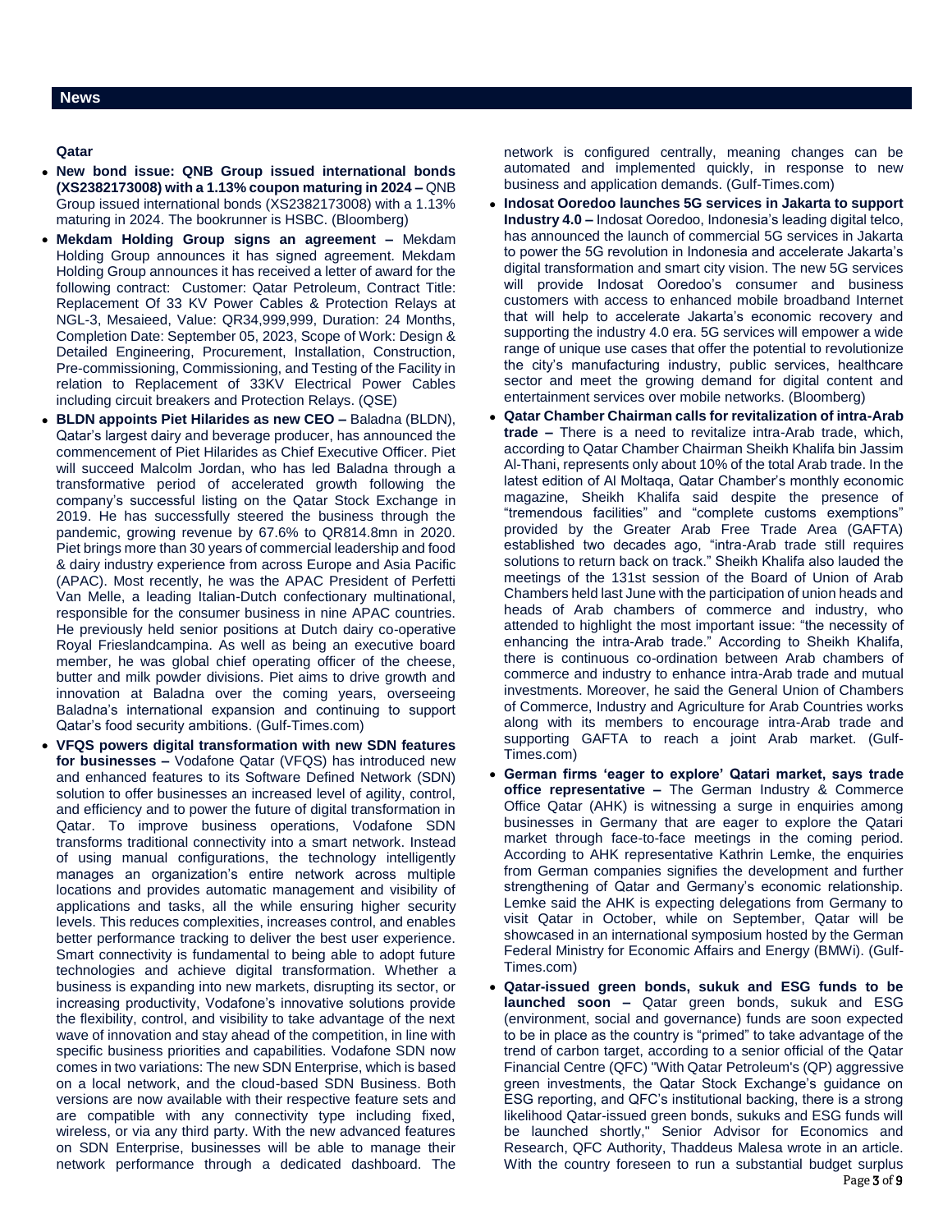## News

### Qatar

- **New bond issue: QNB Group issued international bonds (XS2382173008) with a 1.13% coupon maturing in 2024 –** QNB Group issued international bonds (XS2382173008) with a 1.13% maturing in 2024. The bookrunner is HSBC. (Bloomberg)
- **Mekdam Holding Group signs an agreement –** Mekdam Holding Group announces it has signed agreement. Mekdam Holding Group announces it has received a letter of award for the following contract: Customer: Qatar Petroleum, Contract Title: Replacement Of 33 KV Power Cables & Protection Relays at NGL-3, Mesaieed, Value: QR34,999,999, Duration: 24 Months, Completion Date: September 05, 2023, Scope of Work: Design & Detailed Engineering, Procurement, Installation, Construction, Pre-commissioning, Commissioning, and Testing of the Facility in relation to Replacement of 33KV Electrical Power Cables including circuit breakers and Protection Relays. (QSE)
- **BLDN appoints Piet Hilarides as new CEO –** Baladna (BLDN), Qatar's largest dairy and beverage producer, has announced the commencement of Piet Hilarides as Chief Executive Officer. Piet will succeed Malcolm Jordan, who has led Baladna through a transformative period of accelerated growth following the company's successful listing on the Qatar Stock Exchange in 2019. He has successfully steered the business through the pandemic, growing revenue by 67.6% to QR814.8mn in 2020. Piet brings more than 30 years of commercial leadership and food & dairy industry experience from across Europe and Asia Pacific (APAC). Most recently, he was the APAC President of Perfetti Van Melle, a leading Italian-Dutch confectionary multinational, responsible for the consumer business in nine APAC countries. He previously held senior positions at Dutch dairy co-operative Royal Frieslandcampina. As well as being an executive board member, he was global chief operating officer of the cheese, butter and milk powder divisions. Piet aims to drive growth and innovation at Baladna over the coming years, overseeing Baladna's international expansion and continuing to support Qatar's food security ambitions. (Gulf-Times.com)
- **VFQS powers digital transformation with new SDN features for businesses –** Vodafone Qatar (VFQS) has introduced new and enhanced features to its Software Defined Network (SDN) solution to offer businesses an increased level of agility, control, and efficiency and to power the future of digital transformation in Qatar. To improve business operations, Vodafone SDN transforms traditional connectivity into a smart network. Instead of using manual configurations, the technology intelligently manages an organization's entire network across multiple locations and provides automatic management and visibility of applications and tasks, all the while ensuring higher security levels. This reduces complexities, increases control, and enables better performance tracking to deliver the best user experience. Smart connectivity is fundamental to being able to adopt future technologies and achieve digital transformation. Whether a business is expanding into new markets, disrupting its sector, or increasing productivity, Vodafone's innovative solutions provide the flexibility, control, and visibility to take advantage of the next wave of innovation and stay ahead of the competition, in line with specific business priorities and capabilities. Vodafone SDN now comes in two variations: The new SDN Enterprise, which is based on a local network, and the cloud-based SDN Business. Both versions are now available with their respective feature sets and are compatible with any connectivity type including fixed, wireless, or via any third party. With the new advanced features on SDN Enterprise, businesses will be able to manage their network performance through a dedicated dashboard. The network is configured centrally, meaning changes can be automated and implemented quickly, in response to new business and application demands. (Gulf-Times.com)
- **Indosat Ooredoo launches 5G services in Jakarta to support Industry 4.0 –** Indosat Ooredoo, Indonesia's leading digital telco, has announced the launch of commercial 5G services in Jakarta to power the 5G revolution in Indonesia and accelerate Jakarta's digital transformation and smart city vision. The new 5G services will provide Indosat Ooredoo's consumer and business customers with access to enhanced mobile broadband Internet that will help to accelerate Jakarta's economic recovery and supporting the industry 4.0 era. 5G services will empower a wide range of unique use cases that offer the potential to revolutionize the city's manufacturing industry, public services, healthcare sector and meet the growing demand for digital content and entertainment services over mobile networks. (Bloomberg)
- **Qatar Chamber Chairman calls for revitalization of intra-Arab trade –** There is a need to revitalize intra-Arab trade, which, according to Qatar Chamber Chairman Sheikh Khalifa bin Jassim Al-Thani, represents only about 10% of the total Arab trade. In the latest edition of Al Moltaqa, Qatar Chamber's monthly economic magazine, Sheikh Khalifa said despite the presence of "tremendous facilities" and "complete customs exemptions" provided by the Greater Arab Free Trade Area (GAFTA) established two decades ago, "intra-Arab trade still requires solutions to return back on track." Sheikh Khalifa also lauded the meetings of the 131st session of the Board of Union of Arab Chambers held last June with the participation of union heads and heads of Arab chambers of commerce and industry, who attended to highlight the most important issue: "the necessity of enhancing the intra-Arab trade." According to Sheikh Khalifa, there is continuous co-ordination between Arab chambers of commerce and industry to enhance intra-Arab trade and mutual investments. Moreover, he said the General Union of Chambers of Commerce, Industry and Agriculture for Arab Countries works along with its members to encourage intra-Arab trade and supporting GAFTA to reach a joint Arab market. (Gulf-Times.com)
- **German firms 'eager to explore' Qatari market, says trade office representative –** The German Industry & Commerce Office Qatar (AHK) is witnessing a surge in enquiries among businesses in Germany that are eager to explore the Qatari market through face-to-face meetings in the coming period. According to AHK representative Kathrin Lemke, the enquiries from German companies signifies the development and further strengthening of Qatar and Germany's economic relationship. Lemke said the AHK is expecting delegations from Germany to visit Qatar in October, while on September, Qatar will be showcased in an international symposium hosted by the German Federal Ministry for Economic Affairs and Energy (BMWi). (Gulf-Times.com)
- **Qatar-issued green bonds, sukuk and ESG funds to be launched soon –** Qatar green bonds, sukuk and ESG (environment, social and governance) funds are soon expected to be in place as the country is "primed" to take advantage of the trend of carbon target, according to a senior official of the Qatar Financial Centre (QFC) "With Qatar Petroleum's (QP) aggressive green investments, the Qatar Stock Exchange's guidance on ESG reporting, and QFC's institutional backing, there is a strong likelihood Qatar-issued green bonds, sukuks and ESG funds will be launched shortly," Senior Advisor for Economics and Research, QFC Authority, Thaddeus Malesa wrote in an article. With the country foreseen to run a substantial budget surplus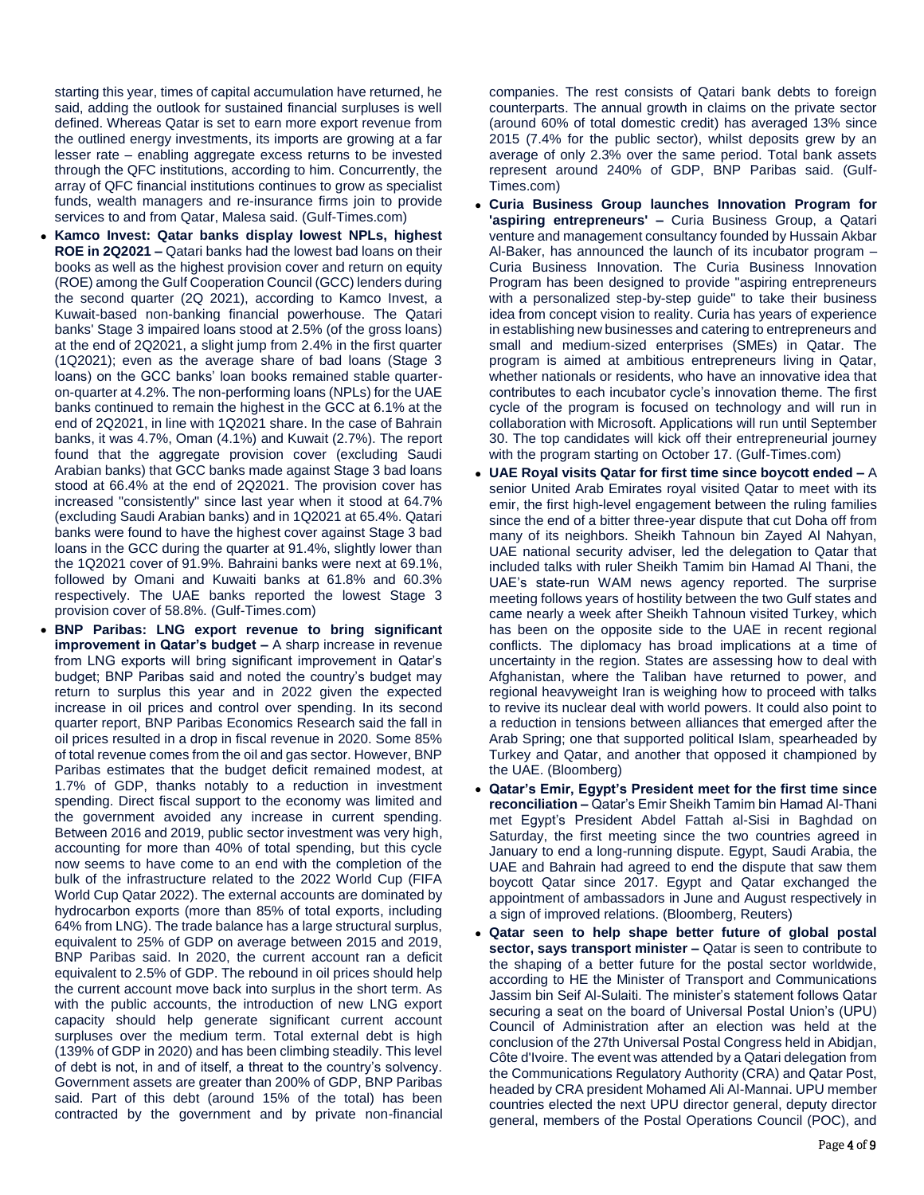starting this year, times of capital accumulation have returned, he said, adding the outlook for sustained financial surpluses is well defined. Whereas Qatar is set to earn more export revenue from the outlined energy investments, its imports are growing at a far lesser rate – enabling aggregate excess returns to be invested through the QFC institutions, according to him. Concurrently, the array of QFC financial institutions continues to grow as specialist funds, wealth managers and re-insurance firms join to provide services to and from Qatar, Malesa said. (Gulf-Times.com)

- **Kamco Invest: Qatar banks display lowest NPLs, highest ROE in 2Q2021 –** Qatari banks had the lowest bad loans on their books as well as the highest provision cover and return on equity (ROE) among the Gulf Cooperation Council (GCC) lenders during the second quarter (2Q 2021), according to Kamco Invest, a Kuwait-based non-banking financial powerhouse. The Qatari banks' Stage 3 impaired loans stood at 2.5% (of the gross loans) at the end of 2Q2021, a slight jump from 2.4% in the first quarter (1Q2021); even as the average share of bad loans (Stage 3 loans) on the GCC banks' loan books remained stable quarter-on-quarter at 4.2%. The non-performing loans (NPLs) for the UAE banks continued to remain the highest in the GCC at 6.1% at the end of 2Q2021, in line with 1Q2021 share. In the case of Bahrain banks, it was 4.7%, Oman (4.1%) and Kuwait (2.7%). The report found that the aggregate provision cover (excluding Saudi Arabian banks) that GCC banks made against Stage 3 bad loans stood at 66.4% at the end of 2Q2021. The provision cover has increased "consistently" since last year when it stood at 64.7% (excluding Saudi Arabian banks) and in 1Q2021 at 65.4%. Qatari banks were found to have the highest cover against Stage 3 bad loans in the GCC during the quarter at 91.4%, slightly lower than the 1Q2021 cover of 91.9%. Bahraini banks were next at 69.1%, followed by Omani and Kuwaiti banks at 61.8% and 60.3% respectively. The UAE banks reported the lowest Stage 3 provision cover of 58.8%. (Gulf-Times.com)
- **BNP Paribas: LNG export revenue to bring significant improvement in Qatar's budget –** A sharp increase in revenue from LNG exports will bring significant improvement in Qatar's budget; BNP Paribas said and noted the country's budget may return to surplus this year and in 2022 given the expected increase in oil prices and control over spending. In its second quarter report, BNP Paribas Economics Research said the fall in oil prices resulted in a drop in fiscal revenue in 2020. Some 85% of total revenue comes from the oil and gas sector. However, BNP Paribas estimates that the budget deficit remained modest, at 1.7% of GDP, thanks notably to a reduction in investment spending. Direct fiscal support to the economy was limited and the government avoided any increase in current spending. Between 2016 and 2019, public sector investment was very high, accounting for more than 40% of total spending, but this cycle now seems to have come to an end with the completion of the bulk of the infrastructure related to the 2022 World Cup (FIFA World Cup Qatar 2022). The external accounts are dominated by hydrocarbon exports (more than 85% of total exports, including 64% from LNG). The trade balance has a large structural surplus, equivalent to 25% of GDP on average between 2015 and 2019, BNP Paribas said. In 2020, the current account ran a deficit equivalent to 2.5% of GDP. The rebound in oil prices should help the current account move back into surplus in the short term. As with the public accounts, the introduction of new LNG export capacity should help generate significant current account surpluses over the medium term. Total external debt is high (139% of GDP in 2020) and has been climbing steadily. This level of debt is not, in and of itself, a threat to the country's solvency. Government assets are greater than 200% of GDP, BNP Paribas said. Part of this debt (around 15% of the total) has been contracted by the government and by private non-financial companies. The rest consists of Qatari bank debts to foreign counterparts. The annual growth in claims on the private sector (around 60% of total domestic credit) has averaged 13% since 2015 (7.4% for the public sector), whilst deposits grew by an average of only 2.3% over the same period. Total bank assets represent around 240% of GDP, BNP Paribas said. (Gulf-Times.com)
- **Curia Business Group launches Innovation Program for 'aspiring entrepreneurs' –** Curia Business Group, a Qatari venture and management consultancy founded by Hussain Akbar Al-Baker, has announced the launch of its incubator program – Curia Business Innovation. The Curia Business Innovation Program has been designed to provide "aspiring entrepreneurs with a personalized step-by-step guide" to take their business idea from concept vision to reality. Curia has years of experience in establishing new businesses and catering to entrepreneurs and small and medium-sized enterprises (SMEs) in Qatar. The program is aimed at ambitious entrepreneurs living in Qatar, whether nationals or residents, who have an innovative idea that contributes to each incubator cycle's innovation theme. The first cycle of the program is focused on technology and will run in collaboration with Microsoft. Applications will run until September 30. The top candidates will kick off their entrepreneurial journey with the program starting on October 17. (Gulf-Times.com)
- **UAE Royal visits Qatar for first time since boycott ended –** A senior United Arab Emirates royal visited Qatar to meet with its emir, the first high-level engagement between the ruling families since the end of a bitter three-year dispute that cut Doha off from many of its neighbors. Sheikh Tahnoun bin Zayed Al Nahyan, UAE national security adviser, led the delegation to Qatar that included talks with ruler Sheikh Tamim bin Hamad Al Thani, the UAE's state-run WAM news agency reported. The surprise meeting follows years of hostility between the two Gulf states and came nearly a week after Sheikh Tahnoun visited Turkey, which has been on the opposite side to the UAE in recent regional conflicts. The diplomacy has broad implications at a time of uncertainty in the region. States are assessing how to deal with Afghanistan, where the Taliban have returned to power, and regional heavyweight Iran is weighing how to proceed with talks to revive its nuclear deal with world powers. It could also point to a reduction in tensions between alliances that emerged after the Arab Spring; one that supported political Islam, spearheaded by Turkey and Qatar, and another that opposed it championed by the UAE. (Bloomberg)
- **Qatar's Emir, Egypt's President meet for the first time since reconciliation –** Qatar's Emir Sheikh Tamim bin Hamad Al-Thani met Egypt's President Abdel Fattah al-Sisi in Baghdad on Saturday, the first meeting since the two countries agreed in January to end a long-running dispute. Egypt, Saudi Arabia, the UAE and Bahrain had agreed to end the dispute that saw them boycott Qatar since 2017. Egypt and Qatar exchanged the appointment of ambassadors in June and August respectively in a sign of improved relations. (Bloomberg, Reuters)
- **Qatar seen to help shape better future of global postal sector, says transport minister –** Qatar is seen to contribute to the shaping of a better future for the postal sector worldwide, according to HE the Minister of Transport and Communications Jassim bin Seif Al-Sulaiti. The minister's statement follows Qatar securing a seat on the board of Universal Postal Union's (UPU) Council of Administration after an election was held at the conclusion of the 27th Universal Postal Congress held in Abidjan, Côte d'Ivoire. The event was attended by a Qatari delegation from the Communications Regulatory Authority (CRA) and Qatar Post, headed by CRA president Mohamed Ali Al-Mannai. UPU member countries elected the next UPU director general, deputy director general, members of the Postal Operations Council (POC), and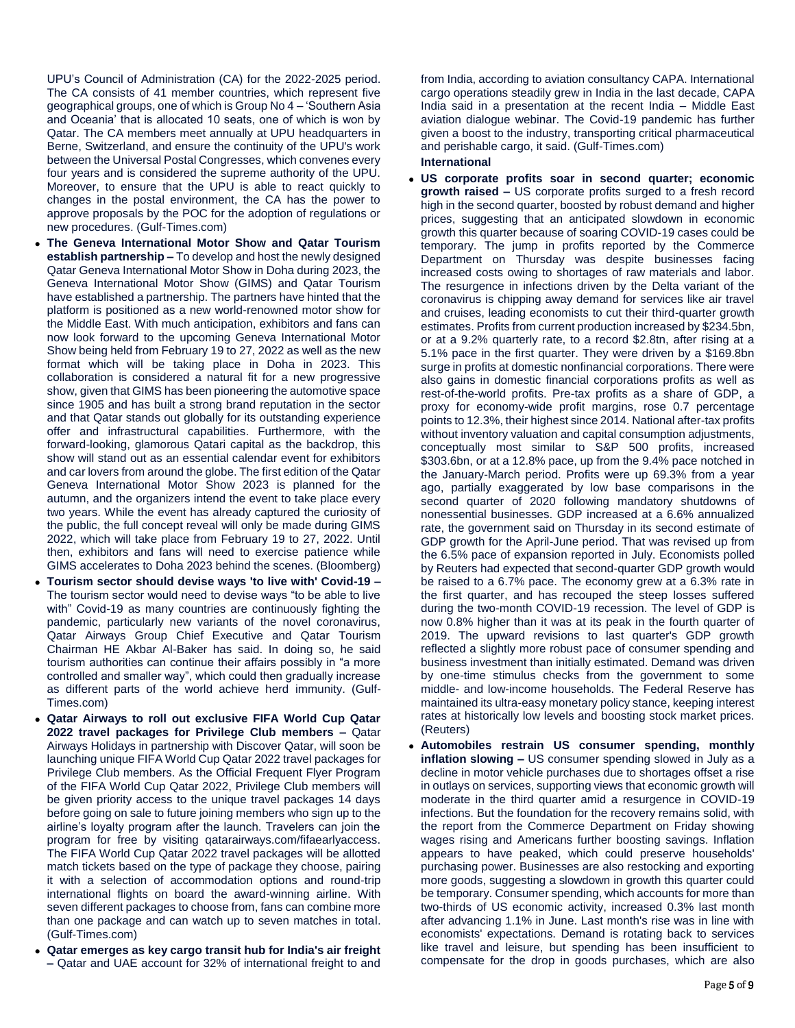UPU's Council of Administration (CA) for the 2022-2025 period. The CA consists of 41 member countries, which represent five geographical groups, one of which is Group No 4 – 'Southern Asia and Oceania' that is allocated 10 seats, one of which is won by Qatar. The CA members meet annually at UPU headquarters in Berne, Switzerland, and ensure the continuity of the UPU's work between the Universal Postal Congresses, which convenes every four years and is considered the supreme authority of the UPU. Moreover, to ensure that the UPU is able to react quickly to changes in the postal environment, the CA has the power to approve proposals by the POC for the adoption of regulations or new procedures. (Gulf-Times.com)

- **The Geneva International Motor Show and Qatar Tourism establish partnership –** To develop and host the newly designed Qatar Geneva International Motor Show in Doha during 2023, the Geneva International Motor Show (GIMS) and Qatar Tourism have established a partnership. The partners have hinted that the platform is positioned as a new world-renowned motor show for the Middle East. With much anticipation, exhibitors and fans can now look forward to the upcoming Geneva International Motor Show being held from February 19 to 27, 2022 as well as the new format which will be taking place in Doha in 2023. This collaboration is considered a natural fit for a new progressive show, given that GIMS has been pioneering the automotive space since 1905 and has built a strong brand reputation in the sector and that Qatar stands out globally for its outstanding experience offer and infrastructural capabilities. Furthermore, with the forward-looking, glamorous Qatari capital as the backdrop, this show will stand out as an essential calendar event for exhibitors and car lovers from around the globe. The first edition of the Qatar Geneva International Motor Show 2023 is planned for the autumn, and the organizers intend the event to take place every two years. While the event has already captured the curiosity of the public, the full concept reveal will only be made during GIMS 2022, which will take place from February 19 to 27, 2022. Until then, exhibitors and fans will need to exercise patience while GIMS accelerates to Doha 2023 behind the scenes. (Bloomberg)
- **Tourism sector should devise ways 'to live with' Covid-19 –** The tourism sector would need to devise ways "to be able to live with" Covid-19 as many countries are continuously fighting the pandemic, particularly new variants of the novel coronavirus, Qatar Airways Group Chief Executive and Qatar Tourism Chairman HE Akbar Al-Baker has said. In doing so, he said tourism authorities can continue their affairs possibly in "a more controlled and smaller way", which could then gradually increase as different parts of the world achieve herd immunity. (Gulf-Times.com)
- **Qatar Airways to roll out exclusive FIFA World Cup Qatar 2022 travel packages for Privilege Club members –** Qatar Airways Holidays in partnership with Discover Qatar, will soon be launching unique FIFA World Cup Qatar 2022 travel packages for Privilege Club members. As the Official Frequent Flyer Program of the FIFA World Cup Qatar 2022, Privilege Club members will be given priority access to the unique travel packages 14 days before going on sale to future joining members who sign up to the airline's loyalty program after the launch. Travelers can join the program for free by visiting qatarairways.com/fifaearlyaccess. The FIFA World Cup Qatar 2022 travel packages will be allotted match tickets based on the type of package they choose, pairing it with a selection of accommodation options and round-trip international flights on board the award-winning airline. With seven different packages to choose from, fans can combine more than one package and can watch up to seven matches in total. (Gulf-Times.com)
- **Qatar emerges as key cargo transit hub for India's air freight –** Qatar and UAE account for 32% of international freight to and from India, according to aviation consultancy CAPA. International cargo operations steadily grew in India in the last decade, CAPA India said in a presentation at the recent India – Middle East aviation dialogue webinar. The Covid-19 pandemic has further given a boost to the industry, transporting critical pharmaceutical and perishable cargo, it said. (Gulf-Times.com)

**International**

- **US corporate profits soar in second quarter; economic growth raised –** US corporate profits surged to a fresh record high in the second quarter, boosted by robust demand and higher prices, suggesting that an anticipated slowdown in economic growth this quarter because of soaring COVID-19 cases could be temporary. The jump in profits reported by the Commerce Department on Thursday was despite businesses facing increased costs owing to shortages of raw materials and labor. The resurgence in infections driven by the Delta variant of the coronavirus is chipping away demand for services like air travel and cruises, leading economists to cut their third-quarter growth estimates. Profits from current production increased by $234.5bn, or at a 9.2% quarterly rate, to a record $2.8tn, after rising at a 5.1% pace in the first quarter. They were driven by a $169.8bn surge in profits at domestic nonfinancial corporations. There were also gains in domestic financial corporations profits as well as rest-of-the-world profits. Pre-tax profits as a share of GDP, a proxy for economy-wide profit margins, rose 0.7 percentage points to 12.3%, their highest since 2014. National after-tax profits without inventory valuation and capital consumption adjustments, conceptually most similar to S&P 500 profits, increased $303.6bn, or at a 12.8% pace, up from the 9.4% pace notched in the January-March period. Profits were up 69.3% from a year ago, partially exaggerated by low base comparisons in the second quarter of 2020 following mandatory shutdowns of nonessential businesses. GDP increased at a 6.6% annualized rate, the government said on Thursday in its second estimate of GDP growth for the April-June period. That was revised up from the 6.5% pace of expansion reported in July. Economists polled by Reuters had expected that second-quarter GDP growth would be raised to a 6.7% pace. The economy grew at a 6.3% rate in the first quarter, and has recouped the steep losses suffered during the two-month COVID-19 recession. The level of GDP is now 0.8% higher than it was at its peak in the fourth quarter of 2019. The upward revisions to last quarter's GDP growth reflected a slightly more robust pace of consumer spending and business investment than initially estimated. Demand was driven by one-time stimulus checks from the government to some middle- and low-income households. The Federal Reserve has maintained its ultra-easy monetary policy stance, keeping interest rates at historically low levels and boosting stock market prices. (Reuters)
- **Automobiles restrain US consumer spending, monthly inflation slowing –** US consumer spending slowed in July as a decline in motor vehicle purchases due to shortages offset a rise in outlays on services, supporting views that economic growth will moderate in the third quarter amid a resurgence in COVID-19 infections. But the foundation for the recovery remains solid, with the report from the Commerce Department on Friday showing wages rising and Americans further boosting savings. Inflation appears to have peaked, which could preserve households' purchasing power. Businesses are also restocking and exporting more goods, suggesting a slowdown in growth this quarter could be temporary. Consumer spending, which accounts for more than two-thirds of US economic activity, increased 0.3% last month after advancing 1.1% in June. Last month's rise was in line with economists' expectations. Demand is rotating back to services like travel and leisure, but spending has been insufficient to compensate for the drop in goods purchases, which are also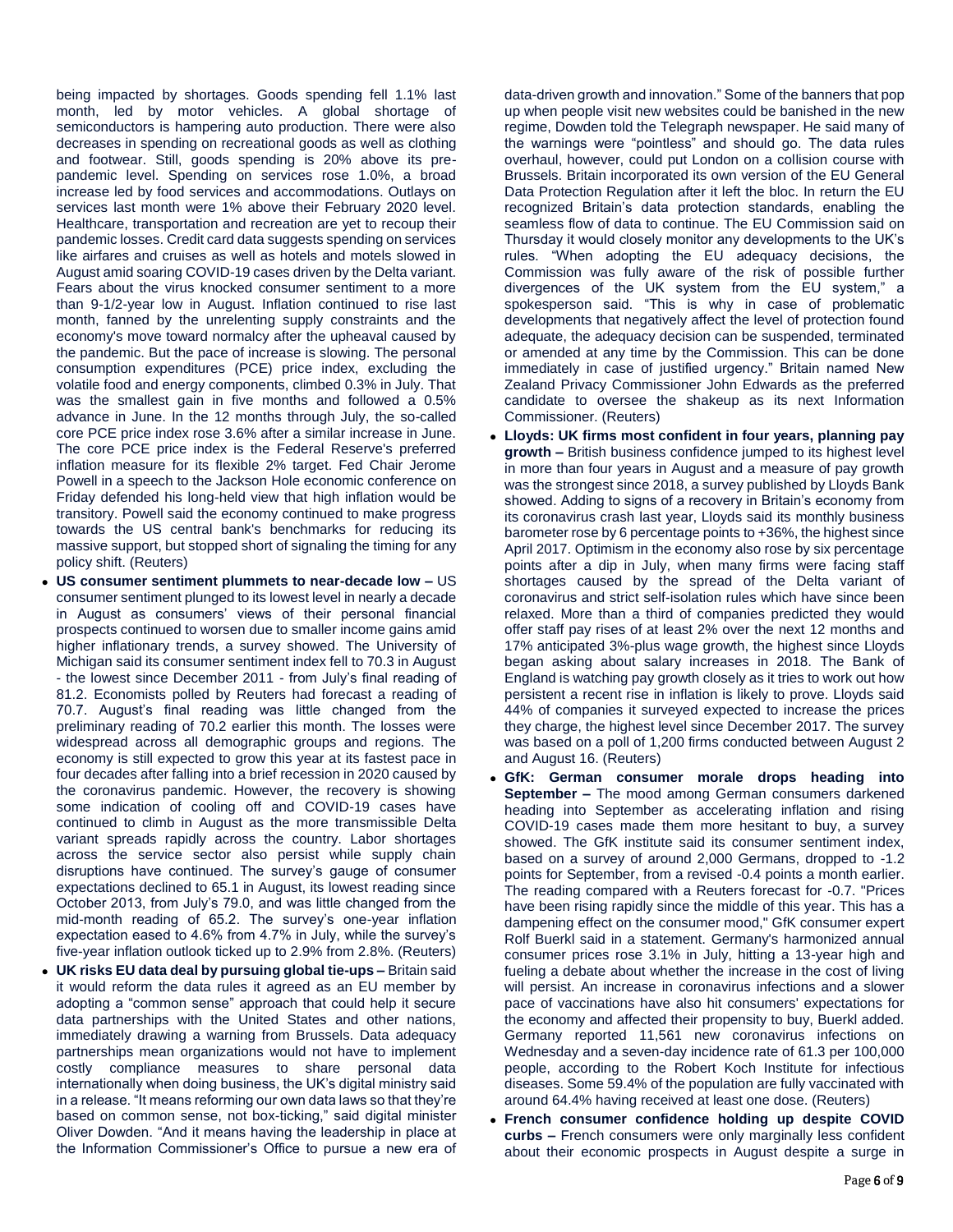being impacted by shortages. Goods spending fell 1.1% last month, led by motor vehicles. A global shortage of semiconductors is hampering auto production. There were also decreases in spending on recreational goods as well as clothing and footwear. Still, goods spending is 20% above its pre-pandemic level. Spending on services rose 1.0%, a broad increase led by food services and accommodations. Outlays on services last month were 1% above their February 2020 level. Healthcare, transportation and recreation are yet to recoup their pandemic losses. Credit card data suggests spending on services like airfares and cruises as well as hotels and motels slowed in August amid soaring COVID-19 cases driven by the Delta variant. Fears about the virus knocked consumer sentiment to a more than 9-1/2-year low in August. Inflation continued to rise last month, fanned by the unrelenting supply constraints and the economy's move toward normalcy after the upheaval caused by the pandemic. But the pace of increase is slowing. The personal consumption expenditures (PCE) price index, excluding the volatile food and energy components, climbed 0.3% in July. That was the smallest gain in five months and followed a 0.5% advance in June. In the 12 months through July, the so-called core PCE price index rose 3.6% after a similar increase in June. The core PCE price index is the Federal Reserve's preferred inflation measure for its flexible 2% target. Fed Chair Jerome Powell in a speech to the Jackson Hole economic conference on Friday defended his long-held view that high inflation would be transitory. Powell said the economy continued to make progress towards the US central bank's benchmarks for reducing its massive support, but stopped short of signaling the timing for any policy shift. (Reuters)

- **US consumer sentiment plummets to near-decade low –** US consumer sentiment plunged to its lowest level in nearly a decade in August as consumers' views of their personal financial prospects continued to worsen due to smaller income gains amid higher inflationary trends, a survey showed. The University of Michigan said its consumer sentiment index fell to 70.3 in August - the lowest since December 2011 - from July's final reading of 81.2. Economists polled by Reuters had forecast a reading of 70.7. August's final reading was little changed from the preliminary reading of 70.2 earlier this month. The losses were widespread across all demographic groups and regions. The economy is still expected to grow this year at its fastest pace in four decades after falling into a brief recession in 2020 caused by the coronavirus pandemic. However, the recovery is showing some indication of cooling off and COVID-19 cases have continued to climb in August as the more transmissible Delta variant spreads rapidly across the country. Labor shortages across the service sector also persist while supply chain disruptions have continued. The survey's gauge of consumer expectations declined to 65.1 in August, its lowest reading since October 2013, from July's 79.0, and was little changed from the mid-month reading of 65.2. The survey's one-year inflation expectation eased to 4.6% from 4.7% in July, while the survey's five-year inflation outlook ticked up to 2.9% from 2.8%. (Reuters)
- **UK risks EU data deal by pursuing global tie-ups –** Britain said it would reform the data rules it agreed as an EU member by adopting a "common sense" approach that could help it secure data partnerships with the United States and other nations, immediately drawing a warning from Brussels. Data adequacy partnerships mean organizations would not have to implement costly compliance measures to share personal data internationally when doing business, the UK's digital ministry said in a release. "It means reforming our own data laws so that they're based on common sense, not box-ticking," said digital minister Oliver Dowden. "And it means having the leadership in place at the Information Commissioner's Office to pursue a new era of data-driven growth and innovation." Some of the banners that pop up when people visit new websites could be banished in the new regime, Dowden told the Telegraph newspaper. He said many of the warnings were "pointless" and should go. The data rules overhaul, however, could put London on a collision course with Brussels. Britain incorporated its own version of the EU General Data Protection Regulation after it left the bloc. In return the EU recognized Britain's data protection standards, enabling the seamless flow of data to continue. The EU Commission said on Thursday it would closely monitor any developments to the UK's rules. "When adopting the EU adequacy decisions, the Commission was fully aware of the risk of possible further divergences of the UK system from the EU system," a spokesperson said. "This is why in case of problematic developments that negatively affect the level of protection found adequate, the adequacy decision can be suspended, terminated or amended at any time by the Commission. This can be done immediately in case of justified urgency." Britain named New Zealand Privacy Commissioner John Edwards as the preferred candidate to oversee the shakeup as its next Information Commissioner. (Reuters)
- **Lloyds: UK firms most confident in four years, planning pay growth –** British business confidence jumped to its highest level in more than four years in August and a measure of pay growth was the strongest since 2018, a survey published by Lloyds Bank showed. Adding to signs of a recovery in Britain's economy from its coronavirus crash last year, Lloyds said its monthly business barometer rose by 6 percentage points to +36%, the highest since April 2017. Optimism in the economy also rose by six percentage points after a dip in July, when many firms were facing staff shortages caused by the spread of the Delta variant of coronavirus and strict self-isolation rules which have since been relaxed. More than a third of companies predicted they would offer staff pay rises of at least 2% over the next 12 months and 17% anticipated 3%-plus wage growth, the highest since Lloyds began asking about salary increases in 2018. The Bank of England is watching pay growth closely as it tries to work out how persistent a recent rise in inflation is likely to prove. Lloyds said 44% of companies it surveyed expected to increase the prices they charge, the highest level since December 2017. The survey was based on a poll of 1,200 firms conducted between August 2 and August 16. (Reuters)
- **GfK: German consumer morale drops heading into September –** The mood among German consumers darkened heading into September as accelerating inflation and rising COVID-19 cases made them more hesitant to buy, a survey showed. The GfK institute said its consumer sentiment index, based on a survey of around 2,000 Germans, dropped to -1.2 points for September, from a revised -0.4 points a month earlier. The reading compared with a Reuters forecast for -0.7. "Prices have been rising rapidly since the middle of this year. This has a dampening effect on the consumer mood," GfK consumer expert Rolf Buerkl said in a statement. Germany's harmonized annual consumer prices rose 3.1% in July, hitting a 13-year high and fueling a debate about whether the increase in the cost of living will persist. An increase in coronavirus infections and a slower pace of vaccinations have also hit consumers' expectations for the economy and affected their propensity to buy, Buerkl added. Germany reported 11,561 new coronavirus infections on Wednesday and a seven-day incidence rate of 61.3 per 100,000 people, according to the Robert Koch Institute for infectious diseases. Some 59.4% of the population are fully vaccinated with around 64.4% having received at least one dose. (Reuters)
- **French consumer confidence holding up despite COVID curbs –** French consumers were only marginally less confident about their economic prospects in August despite a surge in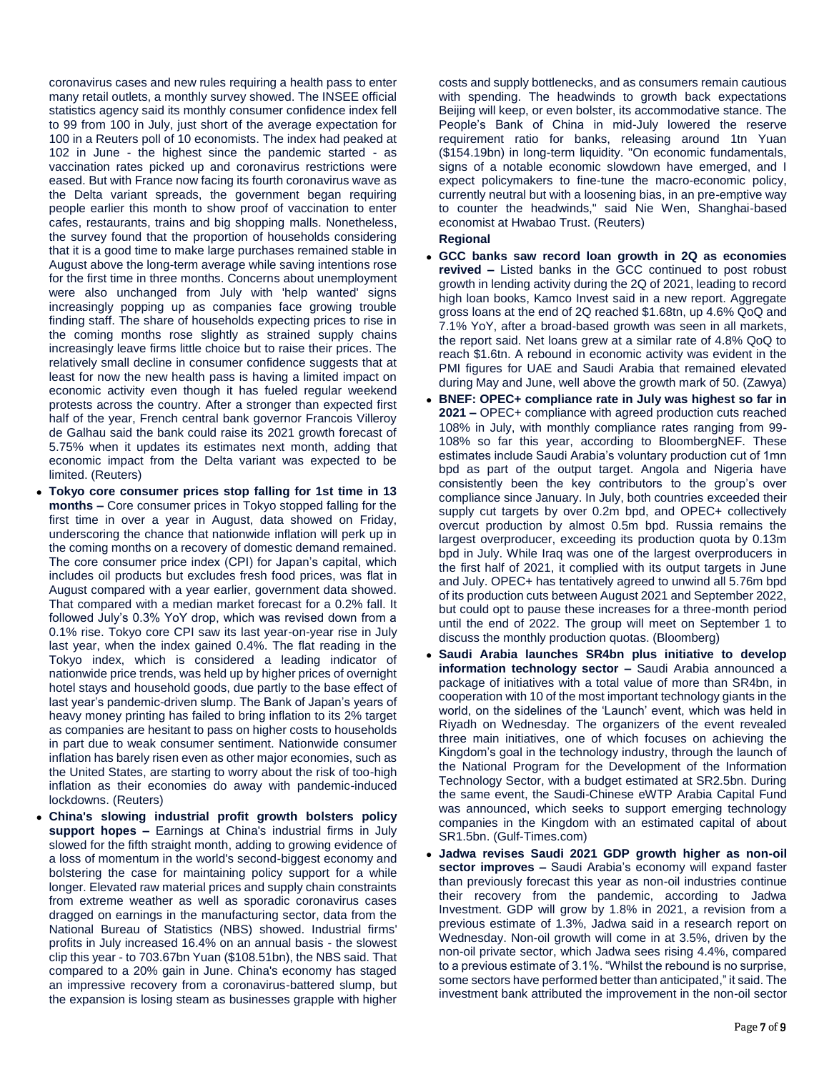coronavirus cases and new rules requiring a health pass to enter many retail outlets, a monthly survey showed. The INSEE official statistics agency said its monthly consumer confidence index fell to 99 from 100 in July, just short of the average expectation for 100 in a Reuters poll of 10 economists. The index had peaked at 102 in June - the highest since the pandemic started - as vaccination rates picked up and coronavirus restrictions were eased. But with France now facing its fourth coronavirus wave as the Delta variant spreads, the government began requiring people earlier this month to show proof of vaccination to enter cafes, restaurants, trains and big shopping malls. Nonetheless, the survey found that the proportion of households considering that it is a good time to make large purchases remained stable in August above the long-term average while saving intentions rose for the first time in three months. Concerns about unemployment were also unchanged from July with 'help wanted' signs increasingly popping up as companies face growing trouble finding staff. The share of households expecting prices to rise in the coming months rose slightly as strained supply chains increasingly leave firms little choice but to raise their prices. The relatively small decline in consumer confidence suggests that at least for now the new health pass is having a limited impact on economic activity even though it has fueled regular weekend protests across the country. After a stronger than expected first half of the year, French central bank governor Francois Villeroy de Galhau said the bank could raise its 2021 growth forecast of 5.75% when it updates its estimates next month, adding that economic impact from the Delta variant was expected to be limited. (Reuters)

- **Tokyo core consumer prices stop falling for 1st time in 13 months –** Core consumer prices in Tokyo stopped falling for the first time in over a year in August, data showed on Friday, underscoring the chance that nationwide inflation will perk up in the coming months on a recovery of domestic demand remained. The core consumer price index (CPI) for Japan's capital, which includes oil products but excludes fresh food prices, was flat in August compared with a year earlier, government data showed. That compared with a median market forecast for a 0.2% fall. It followed July's 0.3% YoY drop, which was revised down from a 0.1% rise. Tokyo core CPI saw its last year-on-year rise in July last year, when the index gained 0.4%. The flat reading in the Tokyo index, which is considered a leading indicator of nationwide price trends, was held up by higher prices of overnight hotel stays and household goods, due partly to the base effect of last year's pandemic-driven slump. The Bank of Japan's years of heavy money printing has failed to bring inflation to its 2% target as companies are hesitant to pass on higher costs to households in part due to weak consumer sentiment. Nationwide consumer inflation has barely risen even as other major economies, such as the United States, are starting to worry about the risk of too-high inflation as their economies do away with pandemic-induced lockdowns. (Reuters)
- **China's slowing industrial profit growth bolsters policy support hopes –** Earnings at China's industrial firms in July slowed for the fifth straight month, adding to growing evidence of a loss of momentum in the world's second-biggest economy and bolstering the case for maintaining policy support for a while longer. Elevated raw material prices and supply chain constraints from extreme weather as well as sporadic coronavirus cases dragged on earnings in the manufacturing sector, data from the National Bureau of Statistics (NBS) showed. Industrial firms' profits in July increased 16.4% on an annual basis - the slowest clip this year - to 703.67bn Yuan ($108.51bn), the NBS said. That compared to a 20% gain in June. China's economy has staged an impressive recovery from a coronavirus-battered slump, but the expansion is losing steam as businesses grapple with higher costs and supply bottlenecks, and as consumers remain cautious with spending. The headwinds to growth back expectations Beijing will keep, or even bolster, its accommodative stance. The People's Bank of China in mid-July lowered the reserve requirement ratio for banks, releasing around 1tn Yuan ($154.19bn) in long-term liquidity. "On economic fundamentals, signs of a notable economic slowdown have emerged, and I expect policymakers to fine-tune the macro-economic policy, currently neutral but with a loosening bias, in an pre-emptive way to counter the headwinds," said Nie Wen, Shanghai-based economist at Hwabao Trust. (Reuters)

**Regional**

- **GCC banks saw record loan growth in 2Q as economies revived –** Listed banks in the GCC continued to post robust growth in lending activity during the 2Q of 2021, leading to record high loan books, Kamco Invest said in a new report. Aggregate gross loans at the end of 2Q reached $1.68tn, up 4.6% QoQ and 7.1% YoY, after a broad-based growth was seen in all markets, the report said. Net loans grew at a similar rate of 4.8% QoQ to reach $1.6tn. A rebound in economic activity was evident in the PMI figures for UAE and Saudi Arabia that remained elevated during May and June, well above the growth mark of 50. (Zawya)
- **BNEF: OPEC+ compliance rate in July was highest so far in 2021 –** OPEC+ compliance with agreed production cuts reached 108% in July, with monthly compliance rates ranging from 99-108% so far this year, according to BloombergNEF. These estimates include Saudi Arabia's voluntary production cut of 1mn bpd as part of the output target. Angola and Nigeria have consistently been the key contributors to the group's over compliance since January. In July, both countries exceeded their supply cut targets by over 0.2m bpd, and OPEC+ collectively overcut production by almost 0.5m bpd. Russia remains the largest overproducer, exceeding its production quota by 0.13m bpd in July. While Iraq was one of the largest overproducers in the first half of 2021, it complied with its output targets in June and July. OPEC+ has tentatively agreed to unwind all 5.76m bpd of its production cuts between August 2021 and September 2022, but could opt to pause these increases for a three-month period until the end of 2022. The group will meet on September 1 to discuss the monthly production quotas. (Bloomberg)
- **Saudi Arabia launches SR4bn plus initiative to develop information technology sector –** Saudi Arabia announced a package of initiatives with a total value of more than SR4bn, in cooperation with 10 of the most important technology giants in the world, on the sidelines of the 'Launch' event, which was held in Riyadh on Wednesday. The organizers of the event revealed three main initiatives, one of which focuses on achieving the Kingdom's goal in the technology industry, through the launch of the National Program for the Development of the Information Technology Sector, with a budget estimated at SR2.5bn. During the same event, the Saudi-Chinese eWTP Arabia Capital Fund was announced, which seeks to support emerging technology companies in the Kingdom with an estimated capital of about SR1.5bn. (Gulf-Times.com)
- **Jadwa revises Saudi 2021 GDP growth higher as non-oil sector improves –** Saudi Arabia's economy will expand faster than previously forecast this year as non-oil industries continue their recovery from the pandemic, according to Jadwa Investment. GDP will grow by 1.8% in 2021, a revision from a previous estimate of 1.3%, Jadwa said in a research report on Wednesday. Non-oil growth will come in at 3.5%, driven by the non-oil private sector, which Jadwa sees rising 4.4%, compared to a previous estimate of 3.1%. "Whilst the rebound is no surprise, some sectors have performed better than anticipated," it said. The investment bank attributed the improvement in the non-oil sector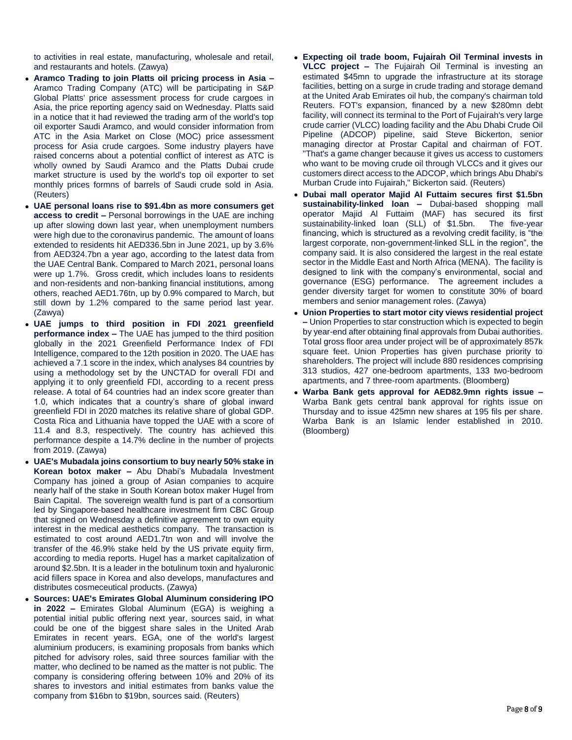to activities in real estate, manufacturing, wholesale and retail, and restaurants and hotels. (Zawya)

- **Aramco Trading to join Platts oil pricing process in Asia –** Aramco Trading Company (ATC) will be participating in S&P Global Platts' price assessment process for crude cargoes in Asia, the price reporting agency said on Wednesday. Platts said in a notice that it had reviewed the trading arm of the world's top oil exporter Saudi Aramco, and would consider information from ATC in the Asia Market on Close (MOC) price assessment process for Asia crude cargoes. Some industry players have raised concerns about a potential conflict of interest as ATC is wholly owned by Saudi Aramco and the Platts Dubai crude market structure is used by the world's top oil exporter to set monthly prices formns of barrels of Saudi crude sold in Asia. (Reuters)
- **UAE personal loans rise to $91.4bn as more consumers get access to credit –** Personal borrowings in the UAE are inching up after slowing down last year, when unemployment numbers were high due to the coronavirus pandemic. The amount of loans extended to residents hit AED336.5bn in June 2021, up by 3.6% from AED324.7bn a year ago, according to the latest data from the UAE Central Bank. Compared to March 2021, personal loans were up 1.7%. Gross credit, which includes loans to residents and non-residents and non-banking financial institutions, among others, reached AED1.76tn, up by 0.9% compared to March, but still down by 1.2% compared to the same period last year. (Zawya)
- **UAE jumps to third position in FDI 2021 greenfield performance index –** The UAE has jumped to the third position globally in the 2021 Greenfield Performance Index of FDI Intelligence, compared to the 12th position in 2020. The UAE has achieved a 7.1 score in the index, which analyses 84 countries by using a methodology set by the UNCTAD for overall FDI and applying it to only greenfield FDI, according to a recent press release. A total of 64 countries had an index score greater than 1.0, which indicates that a country's share of global inward greenfield FDI in 2020 matches its relative share of global GDP. Costa Rica and Lithuania have topped the UAE with a score of 11.4 and 8.3, respectively. The country has achieved this performance despite a 14.7% decline in the number of projects from 2019. (Zawya)
- **UAE's Mubadala joins consortium to buy nearly 50% stake in Korean botox maker –** Abu Dhabi's Mubadala Investment Company has joined a group of Asian companies to acquire nearly half of the stake in South Korean botox maker Hugel from Bain Capital. The sovereign wealth fund is part of a consortium led by Singapore-based healthcare investment firm CBC Group that signed on Wednesday a definitive agreement to own equity interest in the medical aesthetics company. The transaction is estimated to cost around AED1.7tn won and will involve the transfer of the 46.9% stake held by the US private equity firm, according to media reports. Hugel has a market capitalization of around $2.5bn. It is a leader in the botulinum toxin and hyaluronic acid fillers space in Korea and also develops, manufactures and distributes cosmeceutical products. (Zawya)
- **Sources: UAE's Emirates Global Aluminum considering IPO in 2022 –** Emirates Global Aluminum (EGA) is weighing a potential initial public offering next year, sources said, in what could be one of the biggest share sales in the United Arab Emirates in recent years. EGA, one of the world's largest aluminium producers, is examining proposals from banks which pitched for advisory roles, said three sources familiar with the matter, who declined to be named as the matter is not public. The company is considering offering between 10% and 20% of its shares to investors and initial estimates from banks value the company from $16bn to $19bn, sources said. (Reuters)
- **Expecting oil trade boom, Fujairah Oil Terminal invests in VLCC project –** The Fujairah Oil Terminal is investing an estimated $45mn to upgrade the infrastructure at its storage facilities, betting on a surge in crude trading and storage demand at the United Arab Emirates oil hub, the company's chairman told Reuters. FOT's expansion, financed by a new $280mn debt facility, will connect its terminal to the Port of Fujairah's very large crude carrier (VLCC) loading facility and the Abu Dhabi Crude Oil Pipeline (ADCOP) pipeline, said Steve Bickerton, senior managing director at Prostar Capital and chairman of FOT. "That's a game changer because it gives us access to customers who want to be moving crude oil through VLCCs and it gives our customers direct access to the ADCOP, which brings Abu Dhabi's Murban Crude into Fujairah," Bickerton said. (Reuters)
- **Dubai mall operator Majid Al Futtaim secures first $1.5bn sustainability-linked loan –** Dubai-based shopping mall operator Majid Al Futtaim (MAF) has secured its first sustainability-linked loan (SLL) of $1.5bn. The five-year financing, which is structured as a revolving credit facility, is "the largest corporate, non-government-linked SLL in the region", the company said. It is also considered the largest in the real estate sector in the Middle East and North Africa (MENA). The facility is designed to link with the company's environmental, social and governance (ESG) performance. The agreement includes a gender diversity target for women to constitute 30% of board members and senior management roles. (Zawya)
- **Union Properties to start motor city views residential project –** Union Properties to star construction which is expected to begin by year-end after obtaining final approvals from Dubai authorities. Total gross floor area under project will be of approximately 857k square feet. Union Properties has given purchase priority to shareholders. The project will include 880 residences comprising 313 studios, 427 one-bedroom apartments, 133 two-bedroom apartments, and 7 three-room apartments. (Bloomberg)
- **Warba Bank gets approval for AED82.9mn rights issue –** Warba Bank gets central bank approval for rights issue on Thursday and to issue 425mn new shares at 195 fils per share. Warba Bank is an Islamic lender established in 2010. (Bloomberg)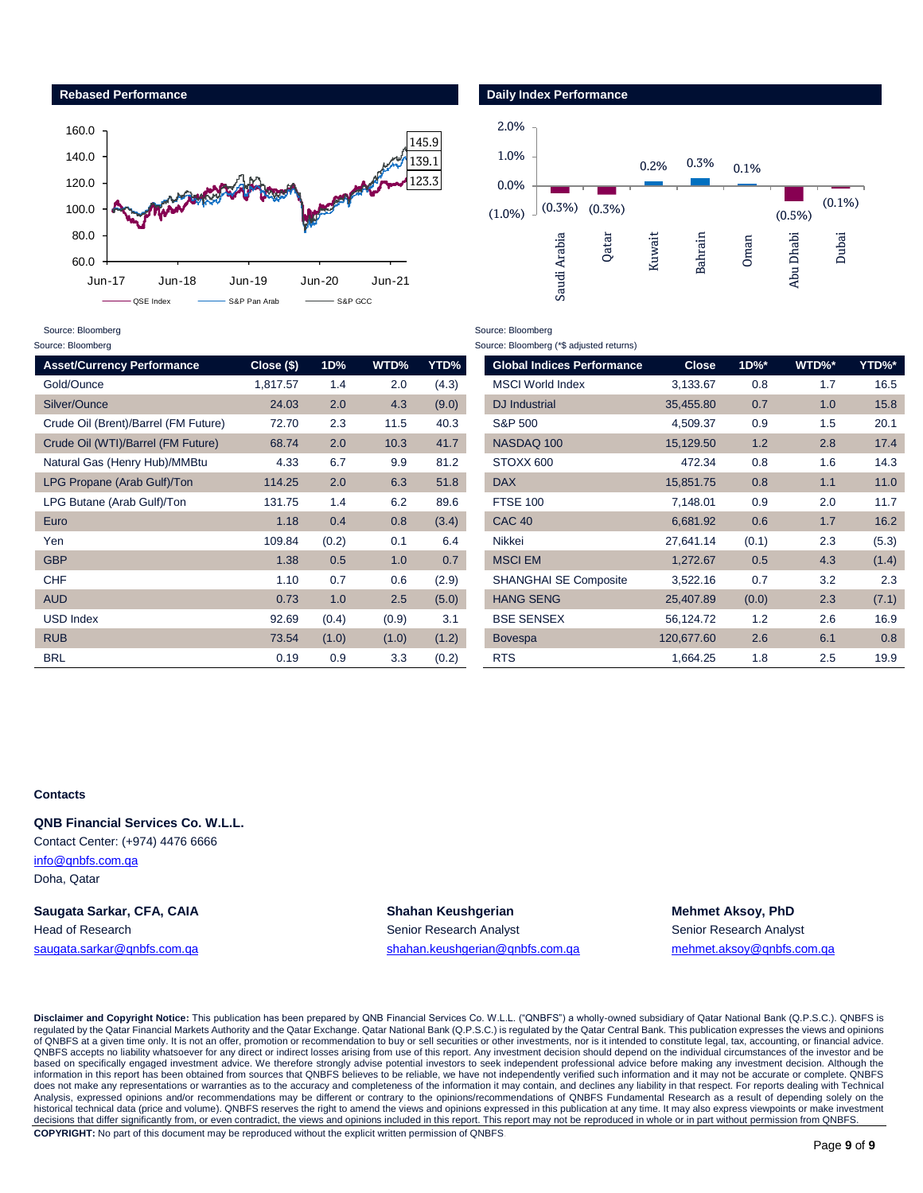### Rebased Performance

160.0
140.0
120.0
100.0
80.0
60.0
Jun-17 Jun-18 Jun-19 Jun-20 Jun-21
145.9
139.1
123.3
QSE Index S&P Pan Arab S&P GCC

Source: Bloomberg

### Daily Index Performance

2.0%
1.0%
0.0%
(1.0%)
(0.3%) (0.3%) 0.2% 0.3% 0.1% (0.5%) (0.1%)
Saudi Arabia Qatar Kuwait Bahrain Oman Abu Dhabi Dubai

Source: Bloomberg

Source: Bloomberg

| Asset/Currency Performance | Close ($) | 1D% | WTD% | YTD% |
|---|---|---|---|---|
| Gold/Ounce | 1,817.57 | 1.4 | 2.0 | (4.3) |
| Silver/Ounce | 24.03 | 2.0 | 4.3 | (9.0) |
| Crude Oil (Brent)/Barrel (FM Future) | 72.70 | 2.3 | 11.5 | 40.3 |
| Crude Oil (WTI)/Barrel (FM Future) | 68.74 | 2.0 | 10.3 | 41.7 |
| Natural Gas (Henry Hub)/MMBtu | 4.33 | 6.7 | 9.9 | 81.2 |
| LPG Propane (Arab Gulf)/Ton | 114.25 | 2.0 | 6.3 | 51.8 |
| LPG Butane (Arab Gulf)/Ton | 131.75 | 1.4 | 6.2 | 89.6 |
| Euro | 1.18 | 0.4 | 0.8 | (3.4) |
| Yen | 109.84 | (0.2) | 0.1 | 6.4 |
| GBP | 1.38 | 0.5 | 1.0 | 0.7 |
| CHF | 1.10 | 0.7 | 0.6 | (2.9) |
| AUD | 0.73 | 1.0 | 2.5 | (5.0) |
| USD Index | 92.69 | (0.4) | (0.9) | 3.1 |
| RUB | 73.54 | (1.0) | (1.0) | (1.2) |
| BRL | 0.19 | 0.9 | 3.3 | (0.2) |

Source: Bloomberg (*$ adjusted returns)

| Global Indices Performance | Close | 1D%* | WTD%* | YTD%* |
|---|---|---|---|---|
| MSCI World Index | 3,133.67 | 0.8 | 1.7 | 16.5 |
| DJ Industrial | 35,455.80 | 0.7 | 1.0 | 15.8 |
| S&P 500 | 4,509.37 | 0.9 | 1.5 | 20.1 |
| NASDAQ 100 | 15,129.50 | 1.2 | 2.8 | 17.4 |
| STOXX 600 | 472.34 | 0.8 | 1.6 | 14.3 |
| DAX | 15,851.75 | 0.8 | 1.1 | 11.0 |
| FTSE 100 | 7,148.01 | 0.9 | 2.0 | 11.7 |
| CAC 40 | 6,681.92 | 0.6 | 1.7 | 16.2 |
| Nikkei | 27,641.14 | (0.1) | 2.3 | (5.3) |
| MSCI EM | 1,272.67 | 0.5 | 4.3 | (1.4) |
| SHANGHAI SE Composite | 3,522.16 | 0.7 | 3.2 | 2.3 |
| HANG SENG | 25,407.89 | (0.0) | 2.3 | (7.1) |
| BSE SENSEX | 56,124.72 | 1.2 | 2.6 | 16.9 |
| Bovespa | 120,677.60 | 2.6 | 6.1 | 0.8 |
| RTS | 1,664.25 | 1.8 | 2.5 | 19.9 |

**Contacts**

**QNB Financial Services Co. W.L.L.**
Contact Center: (+974) 4476 6666
info@qnbfs.com.qa
Doha, Qatar

**Saugata Sarkar, CFA, CAIA**
Head of Research
saugata.sarkar@qnbfs.com.qa

**Shahan Keushgerian**
Senior Research Analyst
shahan.keushgerian@qnbfs.com.qa

**Mehmet Aksoy, PhD**
Senior Research Analyst
mehmet.aksoy@qnbfs.com.qa

**Disclaimer and Copyright Notice:** This publication has been prepared by QNB Financial Services Co. W.L.L. ("QNBFS") a wholly-owned subsidiary of Qatar National Bank (Q.P.S.C.). QNBFS is regulated by the Qatar Financial Markets Authority and the Qatar Exchange. Qatar National Bank (Q.P.S.C.) is regulated by the Qatar Central Bank. This publication expresses the views and opinions of QNBFS at a given time only. It is not an offer, promotion or recommendation to buy or sell securities or other investments, nor is it intended to constitute legal, tax, accounting, or financial advice. QNBFS accepts no liability whatsoever for any direct or indirect losses arising from use of this report. Any investment decision should depend on the individual circumstances of the investor and be based on specifically engaged investment advice. We therefore strongly advise potential investors to seek independent professional advice before making any investment decision. Although the information in this report has been obtained from sources that QNBFS believes to be reliable, we have not independently verified such information and it may not be accurate or complete. QNBFS does not make any representations or warranties as to the accuracy and completeness of the information it may contain, and declines any liability in that respect. For reports dealing with Technical Analysis, expressed opinions and/or recommendations may be different or contrary to the opinions/recommendations of QNBFS Fundamental Research as a result of depending solely on the historical technical data (price and volume). QNBFS reserves the right to amend the views and opinions expressed in this publication at any time. It may also express viewpoints or make investment decisions that differ significantly from, or even contradict, the views and opinions included in this report. This report may not be reproduced in whole or in part without permission from QNBFS.

**COPYRIGHT:** No part of this document may be reproduced without the explicit written permission of QNBFS.